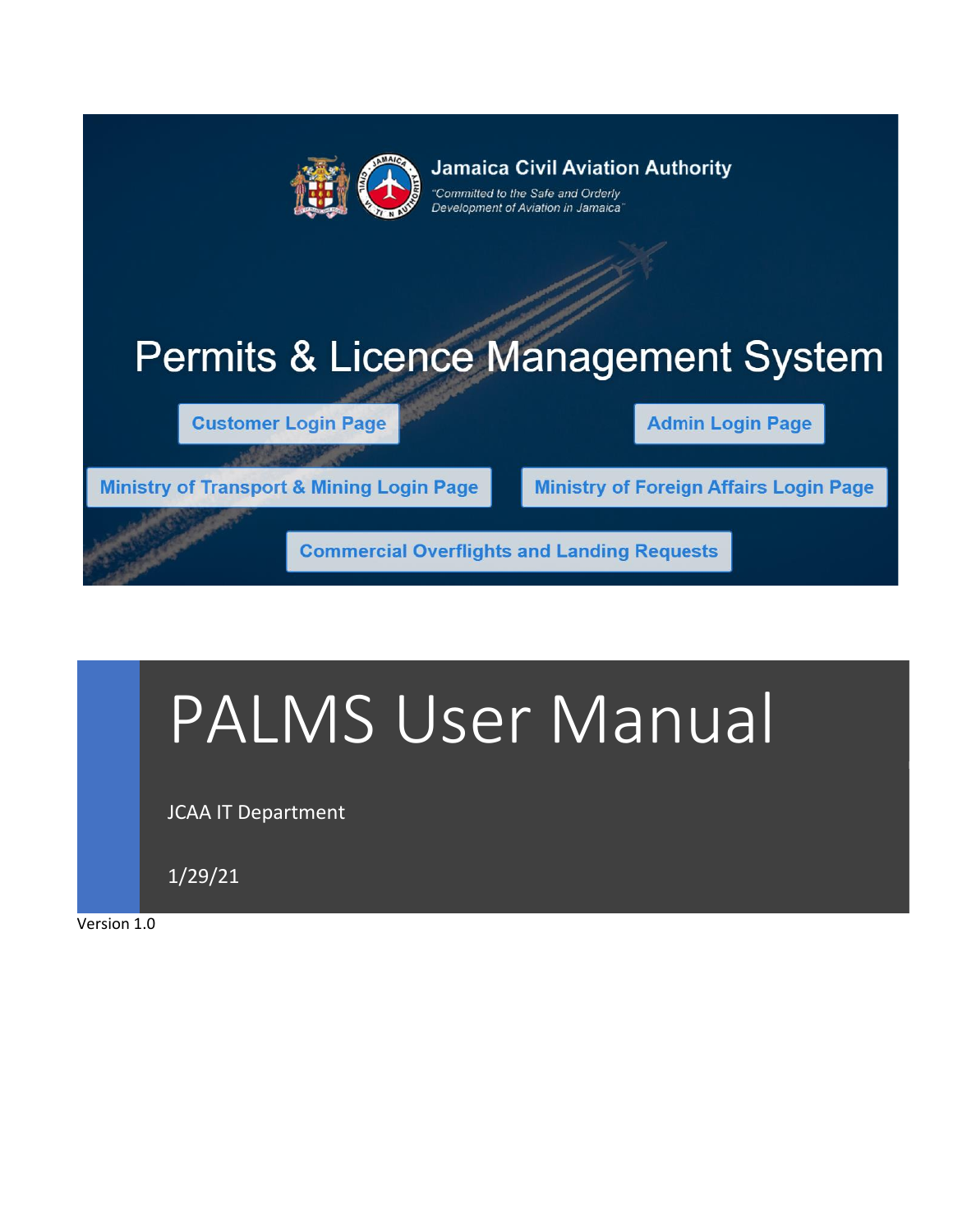Jamaica Civil Aviation Authority

*"Committed to the Safe and Orderly Development of Aviation in Jamaica"*

Permits & Licence Management System

Customer Login Page

Admin Login Page

Ministry of Transport & Mining Login Page

Ministry of Foreign Affairs Login Page

Commercial Overflights and Landing Requests

# PALMS User Manual

JCAA IT Department

1/29/21

Version 1.0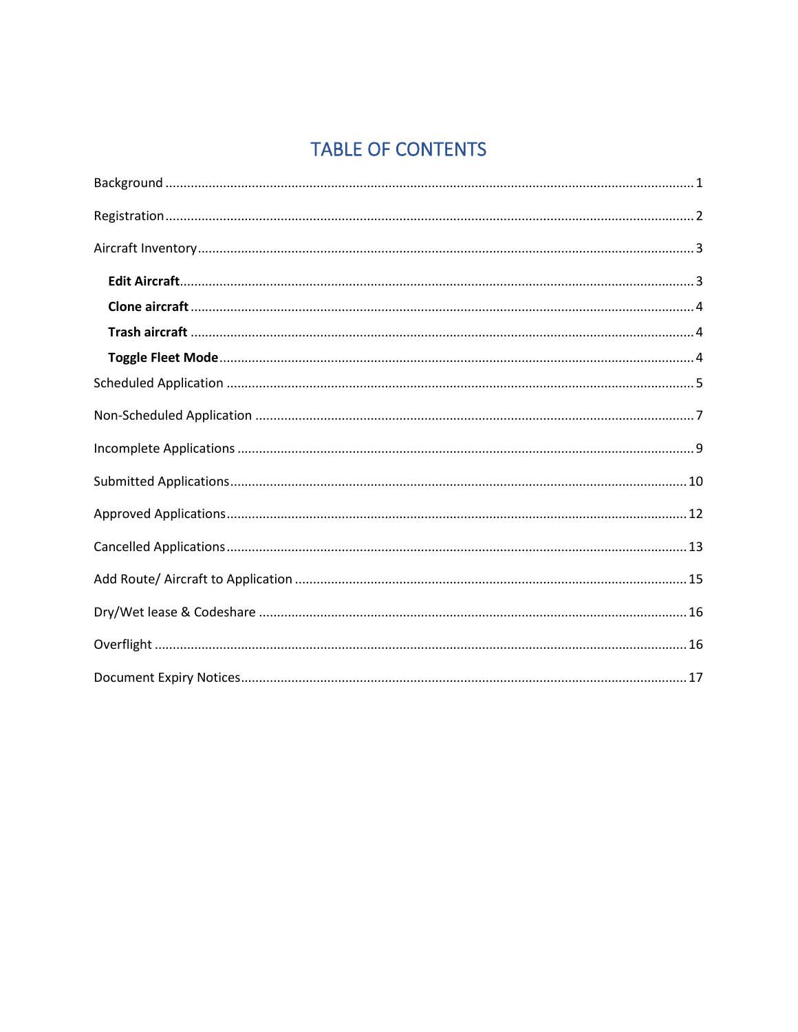# TABLE OF CONTENTS

Background ..................................................................................................................... 1

Registration ..................................................................................................................... 2

Aircraft Inventory ............................................................................................................ 3

- **Edit Aircraft** ............................................................................................................ 3
- **Clone aircraft** .......................................................................................................... 4
- **Trash aircraft** .......................................................................................................... 4
- **Toggle Fleet Mode** .................................................................................................. 4

Scheduled Application ..................................................................................................... 5

Non-Scheduled Application ............................................................................................. 7

Incomplete Applications .................................................................................................. 9

Submitted Applications .................................................................................................. 10

Approved Applications ................................................................................................... 12

Cancelled Applications ................................................................................................... 13

Add Route/ Aircraft to Application ................................................................................. 15

Dry/Wet lease & Codeshare ........................................................................................... 16

Overflight ....................................................................................................................... 16

Document Expiry Notices ............................................................................................... 17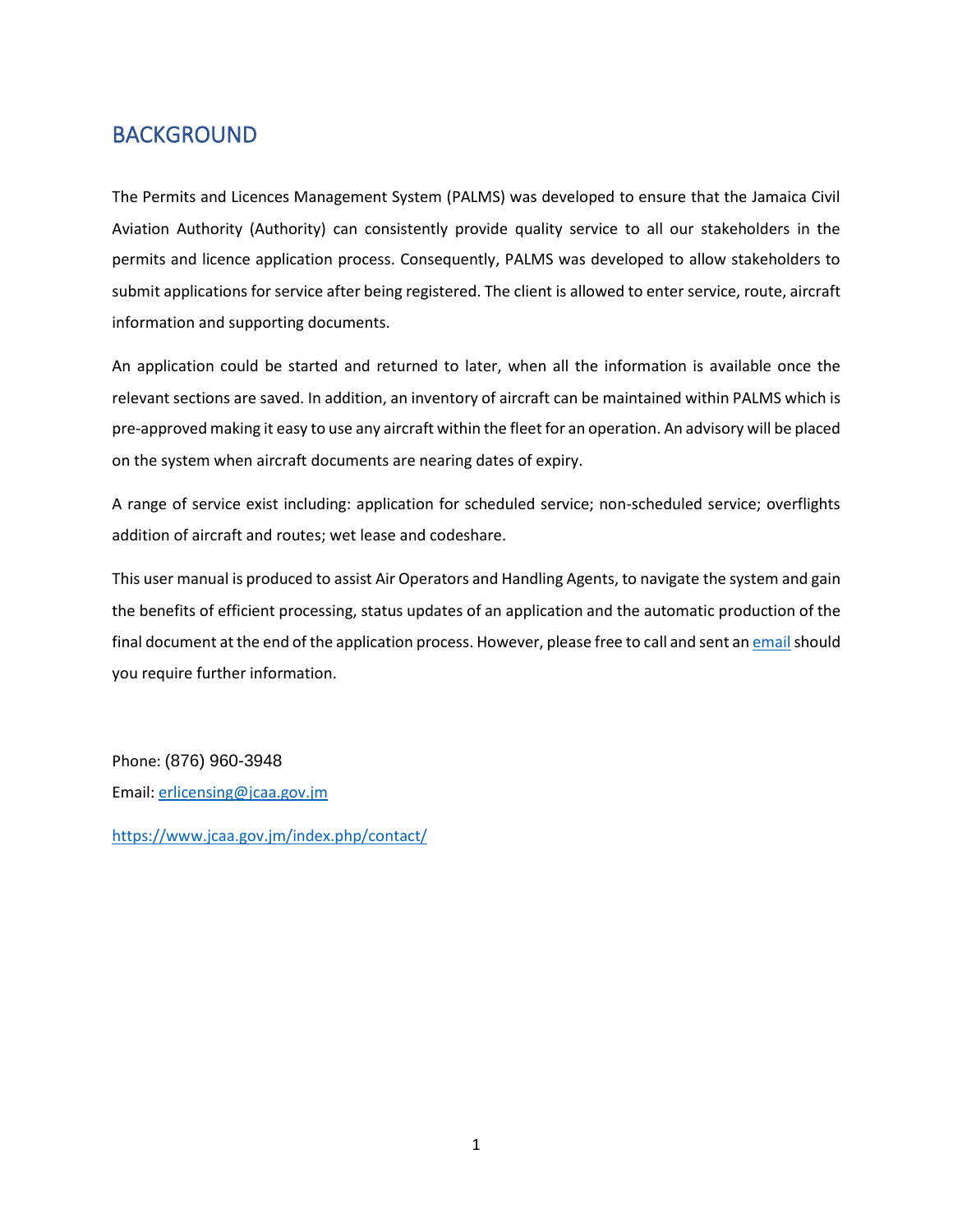## BACKGROUND

The Permits and Licences Management System (PALMS) was developed to ensure that the Jamaica Civil Aviation Authority (Authority) can consistently provide quality service to all our stakeholders in the permits and licence application process. Consequently, PALMS was developed to allow stakeholders to submit applications for service after being registered. The client is allowed to enter service, route, aircraft information and supporting documents.

An application could be started and returned to later, when all the information is available once the relevant sections are saved. In addition, an inventory of aircraft can be maintained within PALMS which is pre-approved making it easy to use any aircraft within the fleet for an operation. An advisory will be placed on the system when aircraft documents are nearing dates of expiry.

A range of service exist including: application for scheduled service; non-scheduled service; overflights addition of aircraft and routes; wet lease and codeshare.

This user manual is produced to assist Air Operators and Handling Agents, to navigate the system and gain the benefits of efficient processing, status updates of an application and the automatic production of the final document at the end of the application process. However, please free to call and sent an [email](mailto:erlicensing@jcaa.gov.jm) should you require further information.

Phone: (876) 960-3948

Email: [erlicensing@jcaa.gov.jm](mailto:erlicensing@jcaa.gov.jm)

[https://www.jcaa.gov.jm/index.php/contact/](https://www.jcaa.gov.jm/index.php/contact/)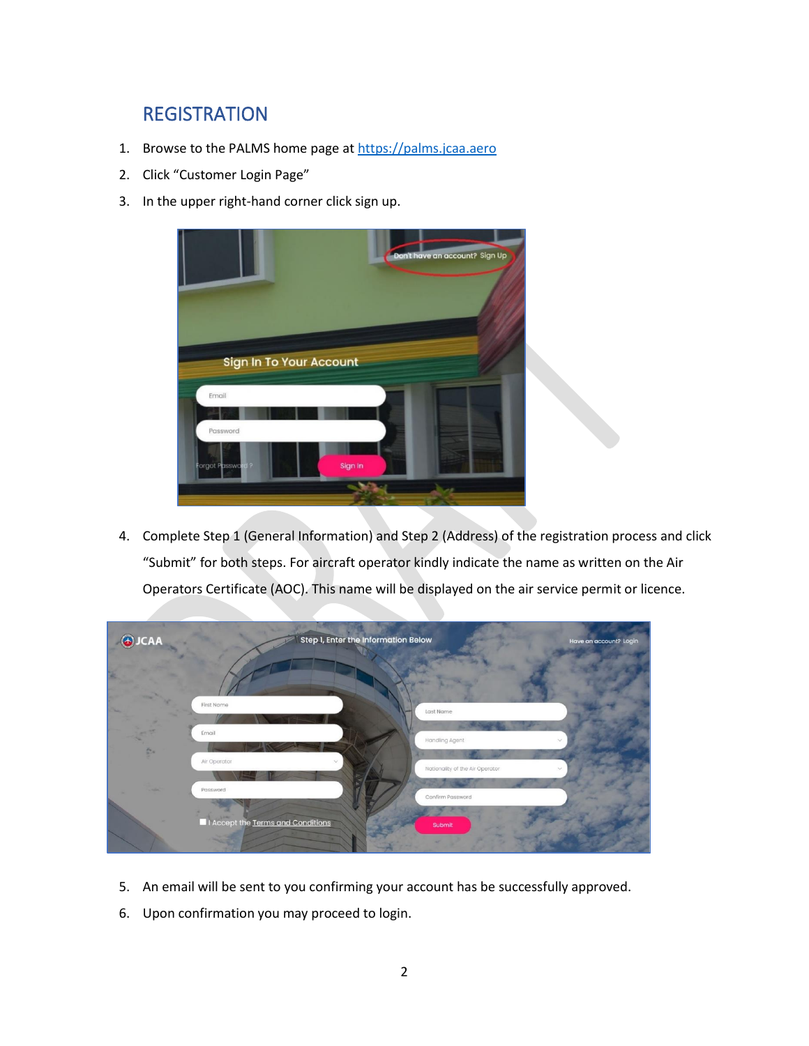## REGISTRATION

1. Browse to the PALMS home page at https://palms.jcaa.aero
2. Click "Customer Login Page"
3. In the upper right-hand corner click sign up.
4. Complete Step 1 (General Information) and Step 2 (Address) of the registration process and click "Submit" for both steps. For aircraft operator kindly indicate the name as written on the Air Operators Certificate (AOC). This name will be displayed on the air service permit or licence.
5. An email will be sent to you confirming your account has be successfully approved.
6. Upon confirmation you may proceed to login.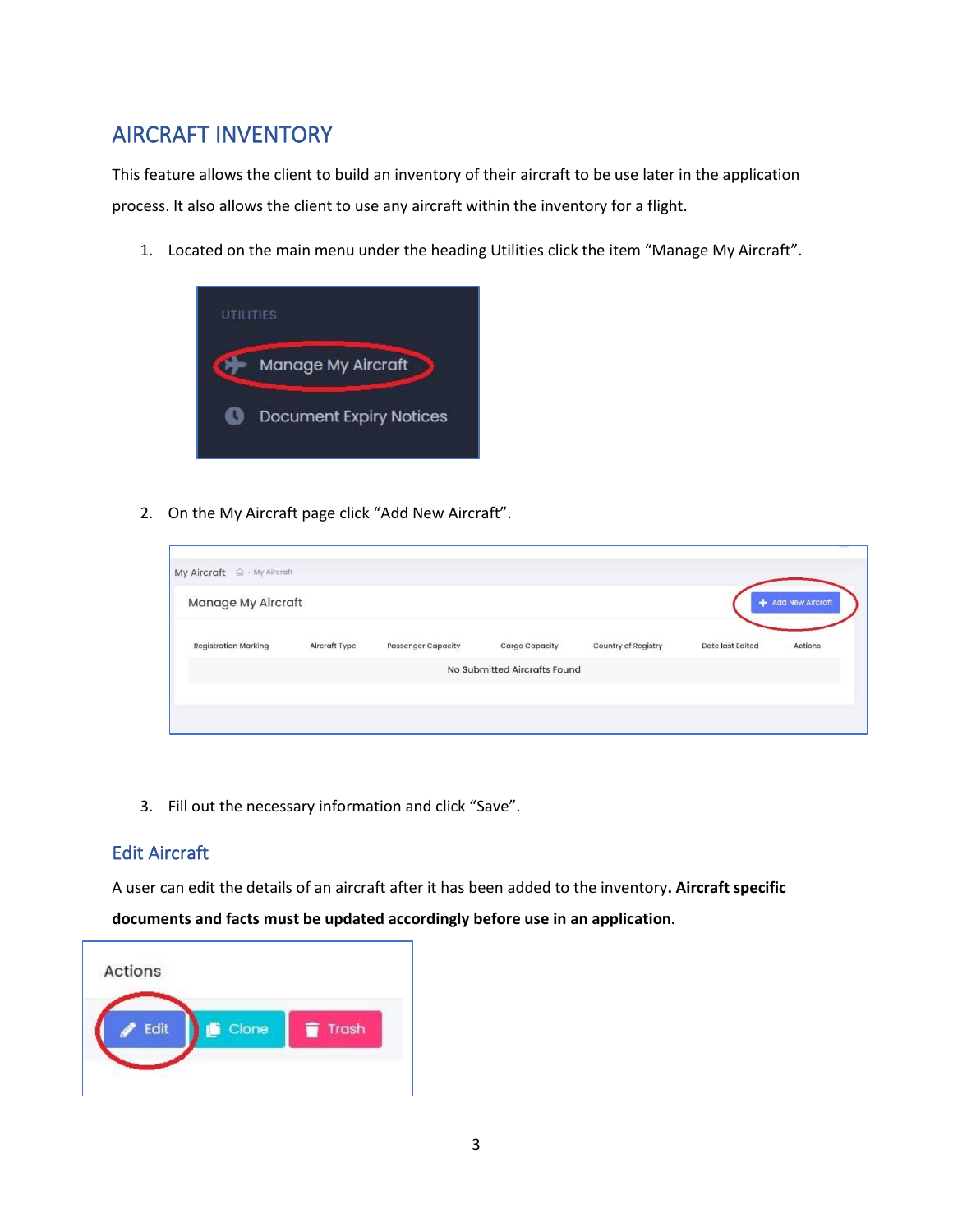# AIRCRAFT INVENTORY

This feature allows the client to build an inventory of their aircraft to be use later in the application process. It also allows the client to use any aircraft within the inventory for a flight.

1. Located on the main menu under the heading Utilities click the item "Manage My Aircraft".

2. On the My Aircraft page click "Add New Aircraft".

3. Fill out the necessary information and click "Save".

## Edit Aircraft

A user can edit the details of an aircraft after it has been added to the inventory**. Aircraft specific documents and facts must be updated accordingly before use in an application.**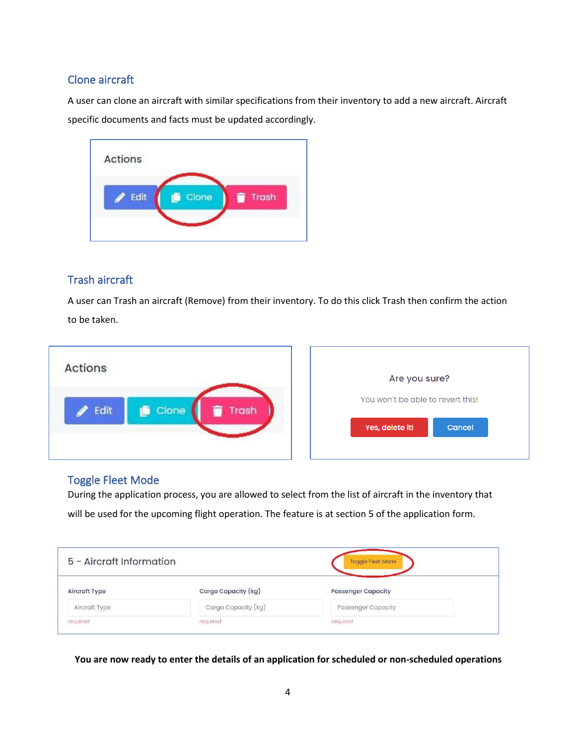## Clone aircraft

A user can clone an aircraft with similar specifications from their inventory to add a new aircraft. Aircraft specific documents and facts must be updated accordingly.

## Trash aircraft

A user can Trash an aircraft (Remove) from their inventory. To do this click Trash then confirm the action to be taken.

## Toggle Fleet Mode

During the application process, you are allowed to select from the list of aircraft in the inventory that will be used for the upcoming flight operation. The feature is at section 5 of the application form.

**You are now ready to enter the details of an application for scheduled or non-scheduled operations**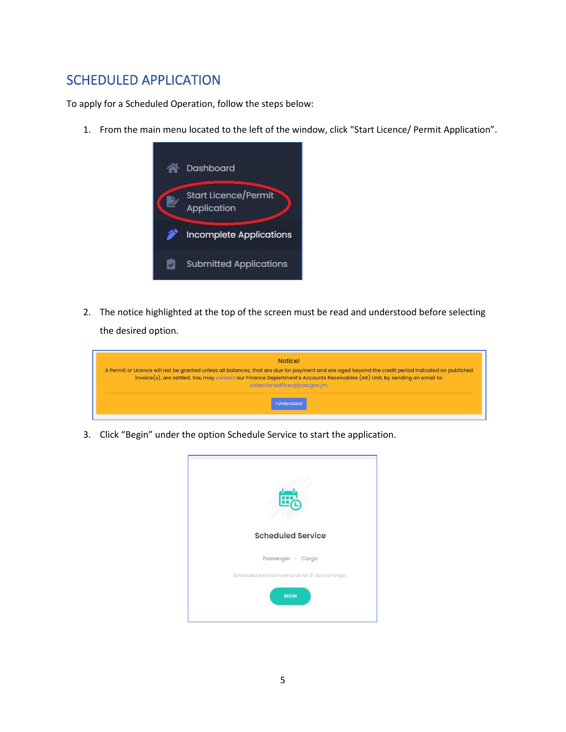## SCHEDULED APPLICATION

To apply for a Scheduled Operation, follow the steps below:

1. From the main menu located to the left of the window, click "Start Licence/ Permit Application".

2. The notice highlighted at the top of the screen must be read and understood before selecting the desired option.

3. Click "Begin" under the option Schedule Service to start the application.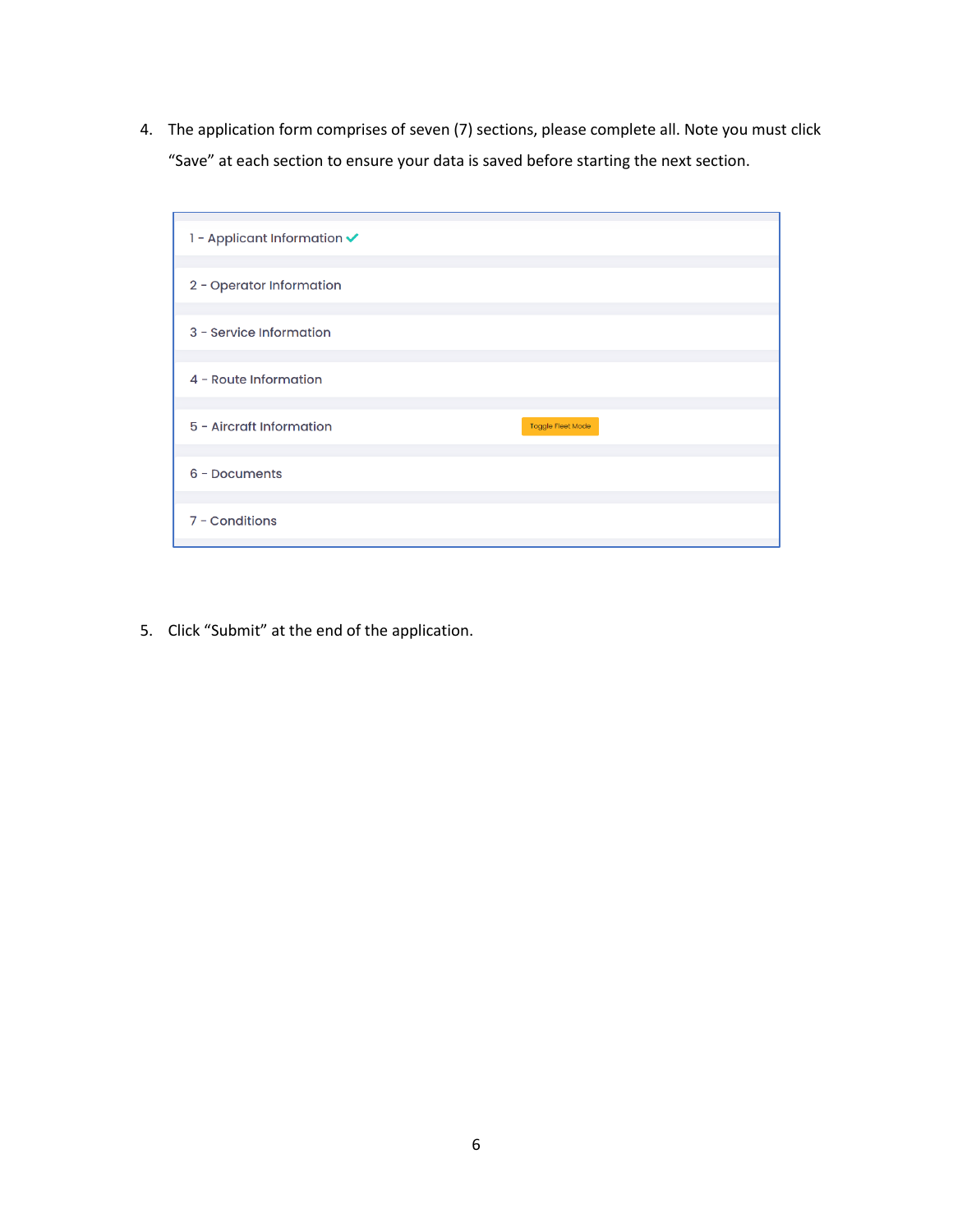4. The application form comprises of seven (7) sections, please complete all. Note you must click "Save" at each section to ensure your data is saved before starting the next section.

   - 1 - Applicant Information ✓
   - 2 - Operator Information
   - 3 - Service Information
   - 4 - Route Information
   - 5 - Aircraft Information — Toggle Fleet Mode
   - 6 - Documents
   - 7 - Conditions

5. Click "Submit" at the end of the application.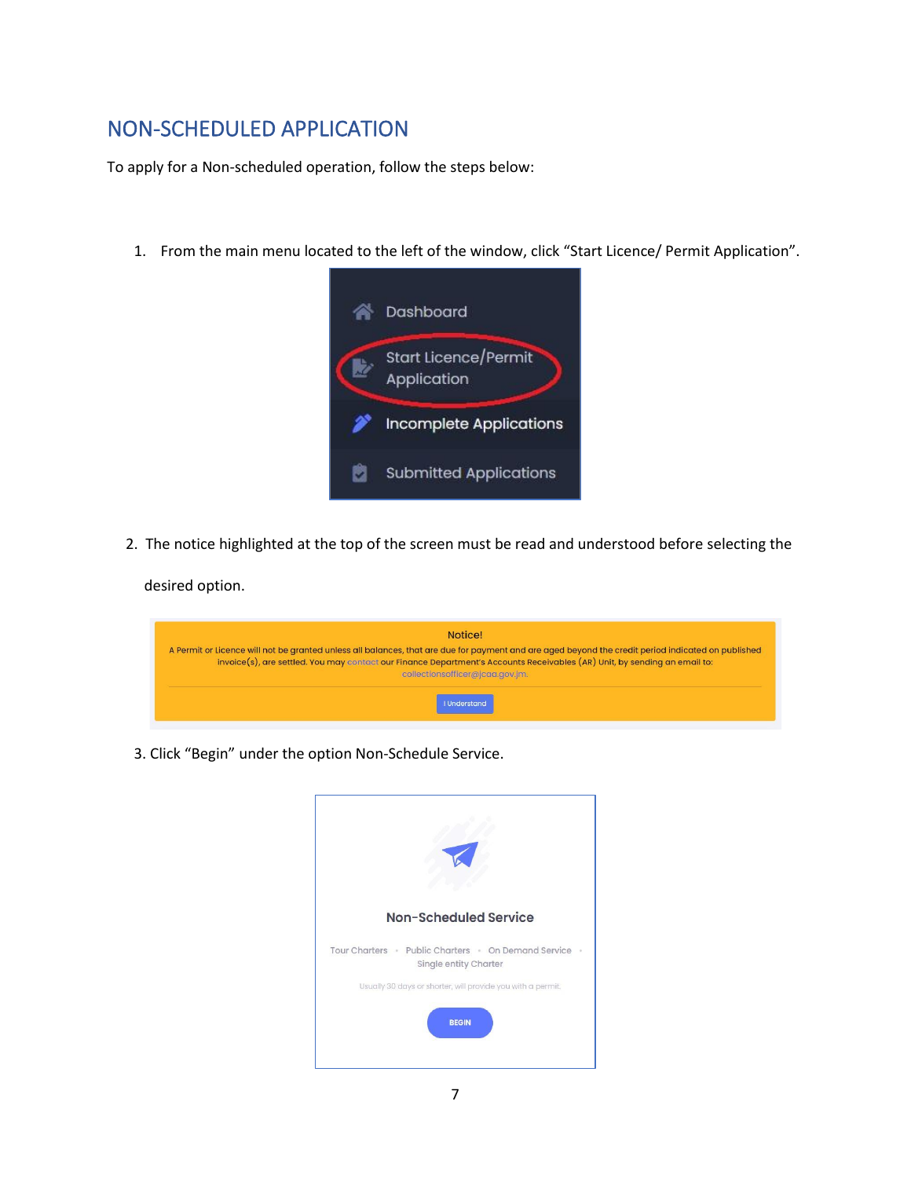# NON-SCHEDULED APPLICATION

To apply for a Non-scheduled operation, follow the steps below:

1. From the main menu located to the left of the window, click “Start Licence/ Permit Application”.

2. The notice highlighted at the top of the screen must be read and understood before selecting the desired option.

3. Click “Begin” under the option Non-Schedule Service.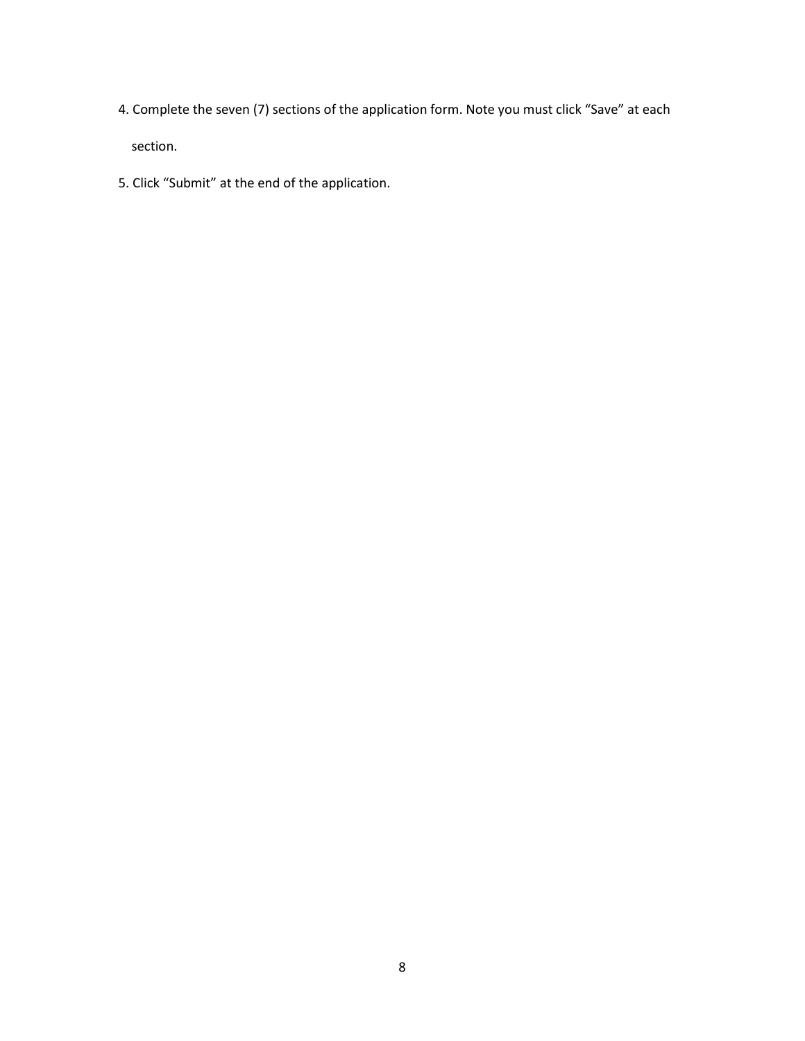4. Complete the seven (7) sections of the application form. Note you must click "Save" at each section.
5. Click "Submit" at the end of the application.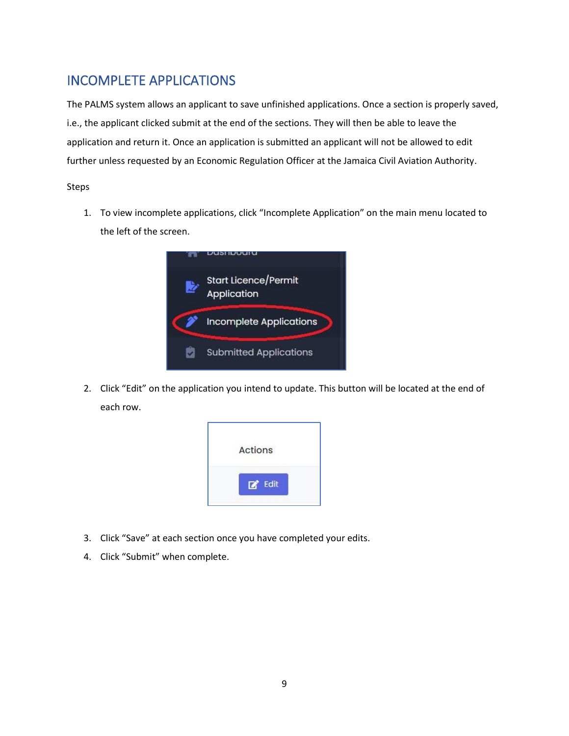## INCOMPLETE APPLICATIONS

The PALMS system allows an applicant to save unfinished applications. Once a section is properly saved, i.e., the applicant clicked submit at the end of the sections. They will then be able to leave the application and return it. Once an application is submitted an applicant will not be allowed to edit further unless requested by an Economic Regulation Officer at the Jamaica Civil Aviation Authority.

Steps

1. To view incomplete applications, click "Incomplete Application" on the main menu located to the left of the screen.

2. Click "Edit" on the application you intend to update. This button will be located at the end of each row.

3. Click "Save" at each section once you have completed your edits.
4. Click "Submit" when complete.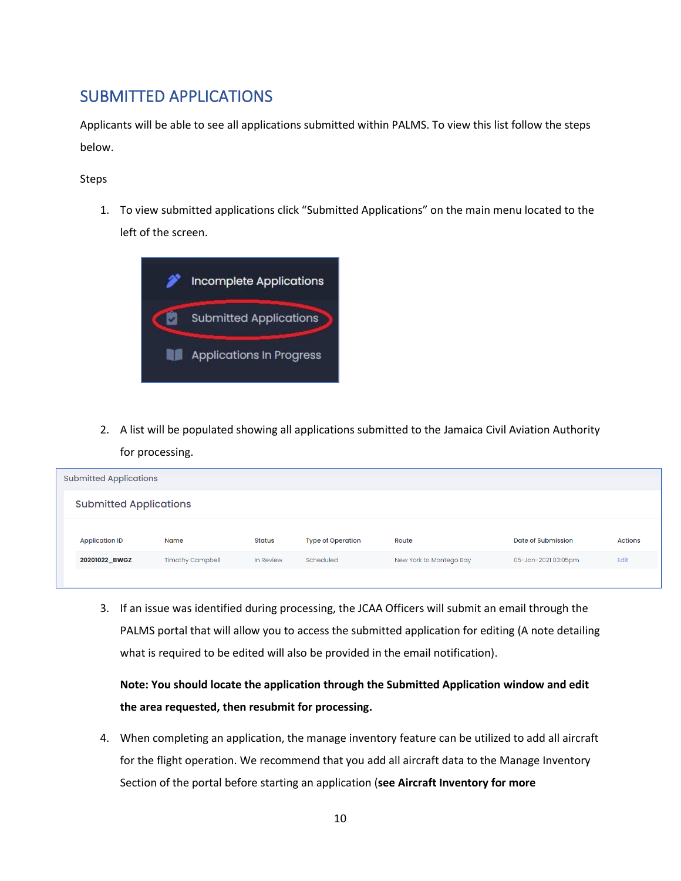## SUBMITTED APPLICATIONS

Applicants will be able to see all applications submitted within PALMS. To view this list follow the steps below.

Steps

1. To view submitted applications click "Submitted Applications" on the main menu located to the left of the screen.

2. A list will be populated showing all applications submitted to the Jamaica Civil Aviation Authority for processing.

3. If an issue was identified during processing, the JCAA Officers will submit an email through the PALMS portal that will allow you to access the submitted application for editing (A note detailing what is required to be edited will also be provided in the email notification).

   **Note: You should locate the application through the Submitted Application window and edit the area requested, then resubmit for processing.**

4. When completing an application, the manage inventory feature can be utilized to add all aircraft for the flight operation. We recommend that you add all aircraft data to the Manage Inventory Section of the portal before starting an application (**see Aircraft Inventory for more**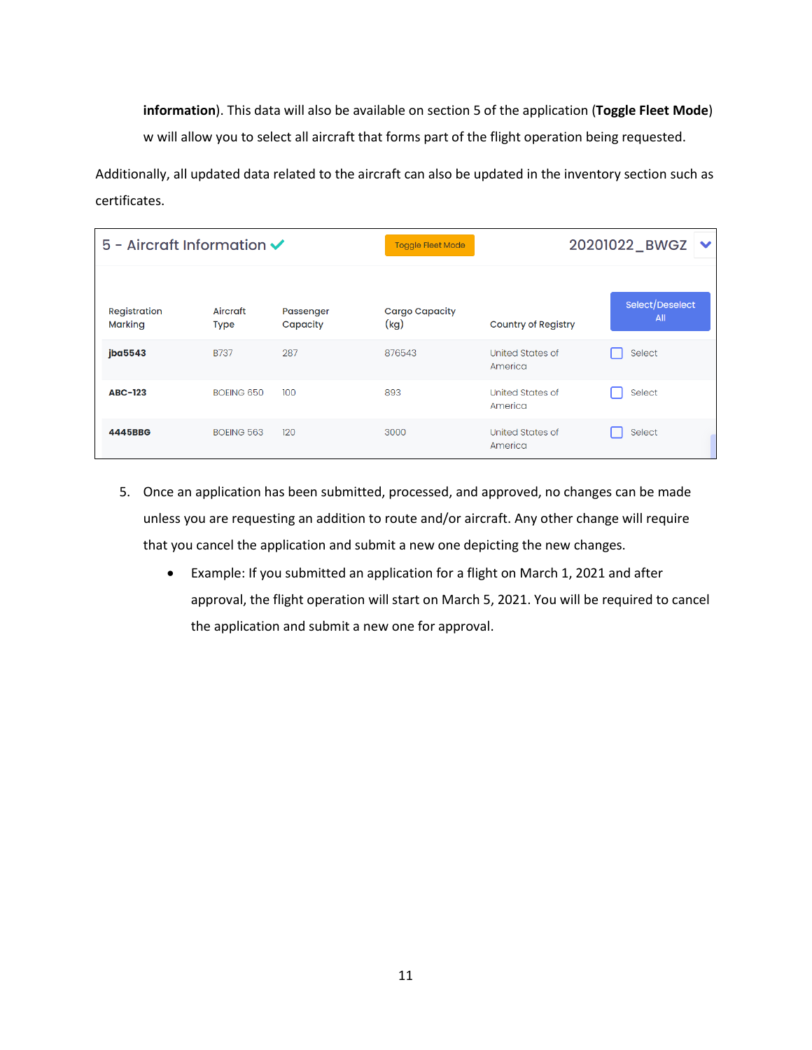**information**). This data will also be available on section 5 of the application (**Toggle Fleet Mode**) w will allow you to select all aircraft that forms part of the flight operation being requested.

Additionally, all updated data related to the aircraft can also be updated in the inventory section such as certificates.

5 - Aircraft Information ✓ | Toggle Fleet Mode | 20201022_BWGZ

| Registration Marking | Aircraft Type | Passenger Capacity | Cargo Capacity (kg) | Country of Registry | Select/Deselect All |
|---|---|---|---|---|---|
| **jba5543** | B737 | 287 | 876543 | United States of America | Select |
| **ABC-123** | BOEING 650 | 100 | 893 | United States of America | Select |
| **4445BBG** | BOEING 563 | 120 | 3000 | United States of America | Select |

5. Once an application has been submitted, processed, and approved, no changes can be made unless you are requesting an addition to route and/or aircraft. Any other change will require that you cancel the application and submit a new one depicting the new changes.
   - Example: If you submitted an application for a flight on March 1, 2021 and after approval, the flight operation will start on March 5, 2021. You will be required to cancel the application and submit a new one for approval.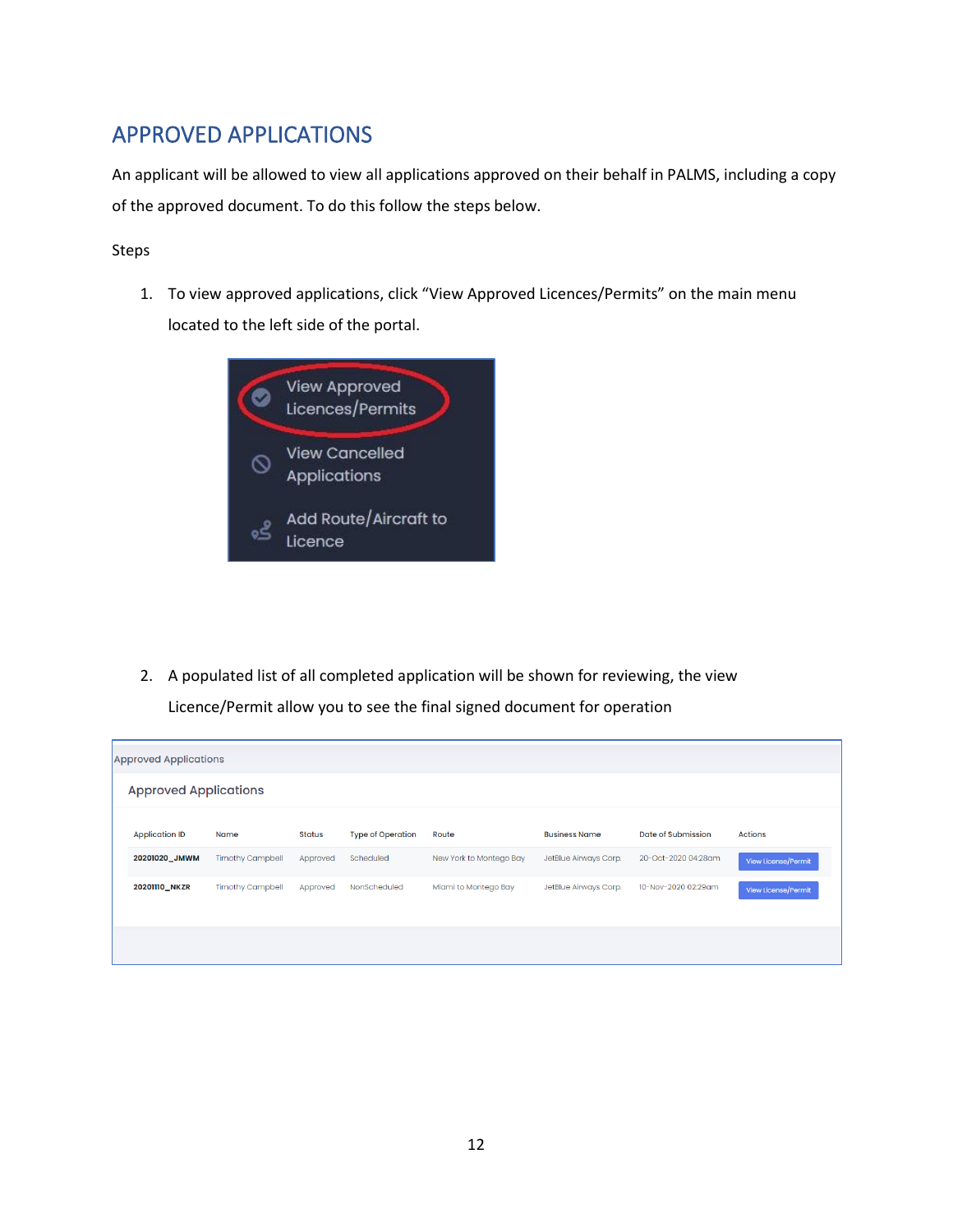## APPROVED APPLICATIONS

An applicant will be allowed to view all applications approved on their behalf in PALMS, including a copy of the approved document. To do this follow the steps below.

Steps

1. To view approved applications, click "View Approved Licences/Permits" on the main menu located to the left side of the portal.

2. A populated list of all completed application will be shown for reviewing, the view Licence/Permit allow you to see the final signed document for operation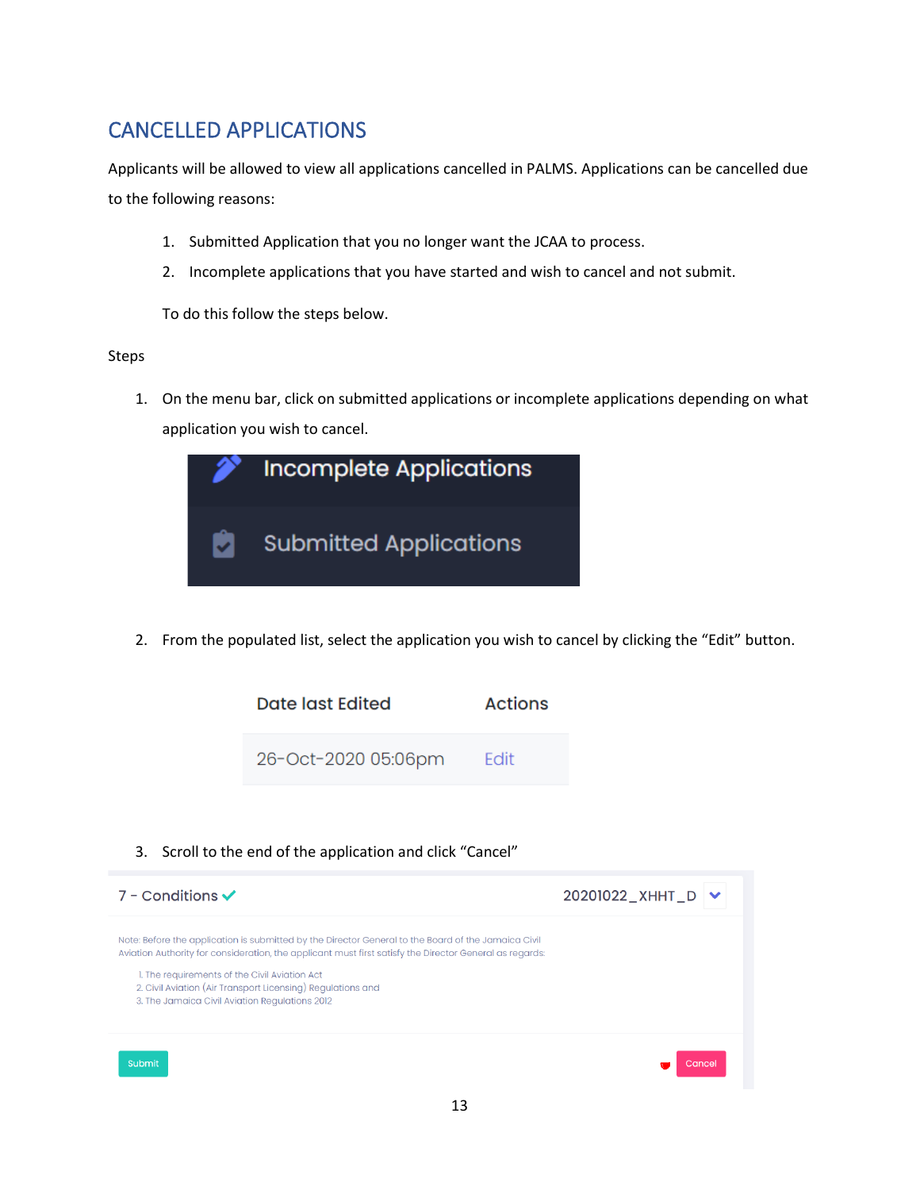# CANCELLED APPLICATIONS

Applicants will be allowed to view all applications cancelled in PALMS. Applications can be cancelled due to the following reasons:

1. Submitted Application that you no longer want the JCAA to process.
2. Incomplete applications that you have started and wish to cancel and not submit.

To do this follow the steps below.

Steps

1. On the menu bar, click on submitted applications or incomplete applications depending on what application you wish to cancel.

   Incomplete Applications

   Submitted Applications

2. From the populated list, select the application you wish to cancel by clicking the “Edit” button.

| Date last Edited | Actions |
| --- | --- |
| 26-Oct-2020 05:06pm | Edit |

3. Scroll to the end of the application and click “Cancel”

7 - Conditions ✔ 20201022_XHHT_D

Note: Before the application is submitted by the Director General to the Board of the Jamaica Civil Aviation Authority for consideration, the applicant must first satisfy the Director General as regards:

1. The requirements of the Civil Aviation Act
2. Civil Aviation (Air Transport Licensing) Regulations and
3. The Jamaica Civil Aviation Regulations 2012

Submit    Cancel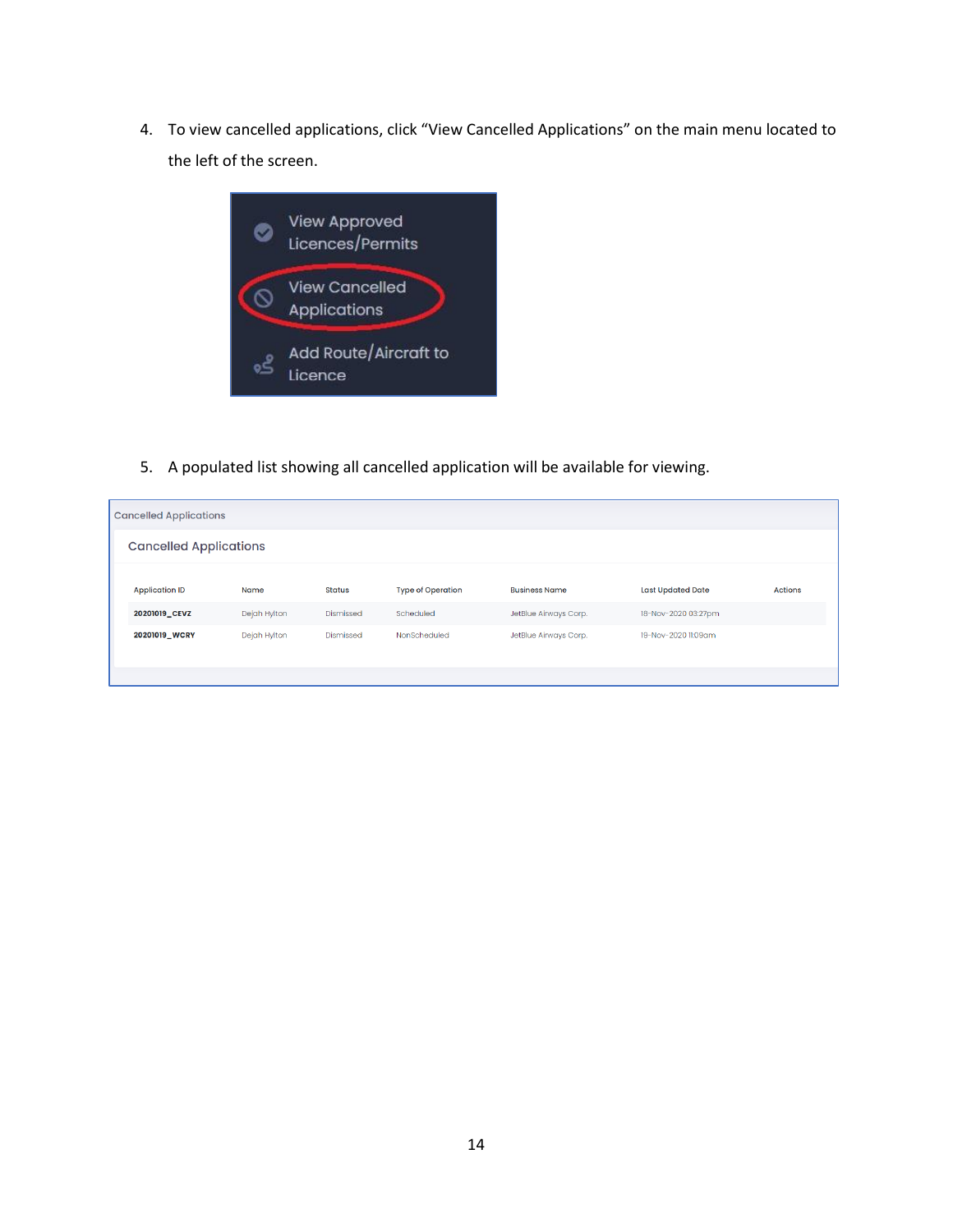4. To view cancelled applications, click "View Cancelled Applications" on the main menu located to the left of the screen.

View Approved Licences/Permits

View Cancelled Applications

Add Route/Aircraft to Licence

5. A populated list showing all cancelled application will be available for viewing.

Cancelled Applications

Cancelled Applications

| Application ID | Name | Status | Type of Operation | Business Name | Last Updated Date | Actions |
|---|---|---|---|---|---|---|
| 20201019_CEVZ | Dejah Hylton | Dismissed | Scheduled | JetBlue Airways Corp. | 18-Nov-2020 03:27pm | |
| 20201019_WCRY | Dejah Hylton | Dismissed | NonScheduled | JetBlue Airways Corp. | 19-Nov-2020 11:09am | |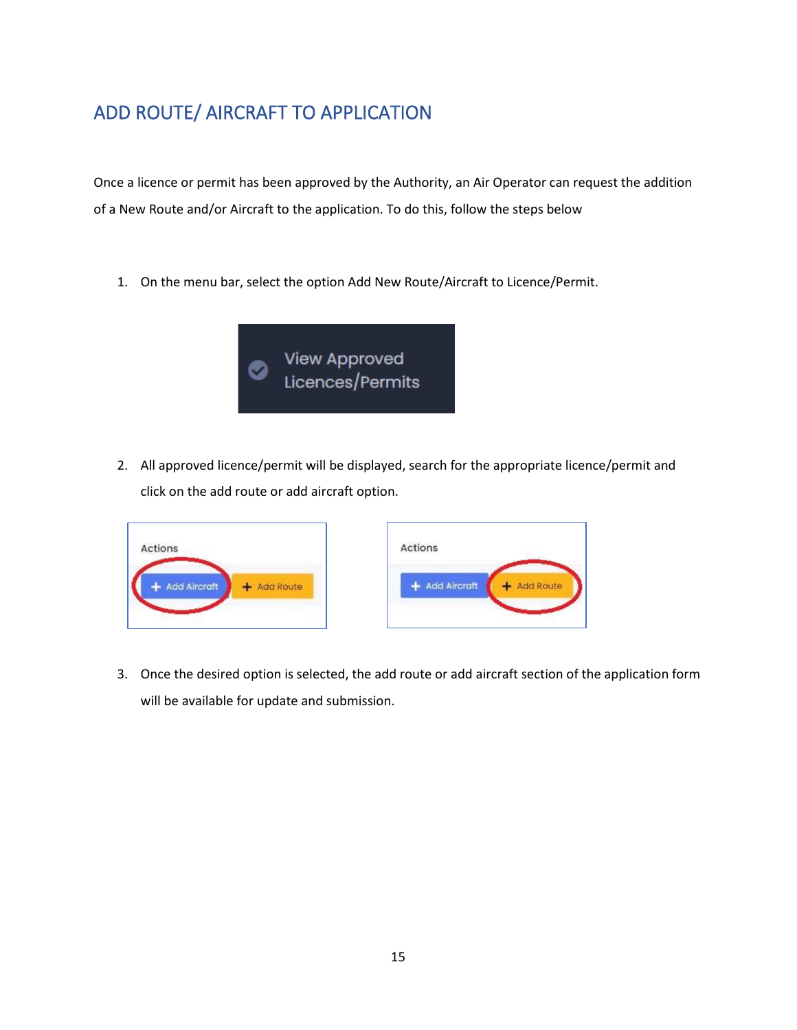## ADD ROUTE/ AIRCRAFT TO APPLICATION

Once a licence or permit has been approved by the Authority, an Air Operator can request the addition of a New Route and/or Aircraft to the application. To do this, follow the steps below

1. On the menu bar, select the option Add New Route/Aircraft to Licence/Permit.

2. All approved licence/permit will be displayed, search for the appropriate licence/permit and click on the add route or add aircraft option.

3. Once the desired option is selected, the add route or add aircraft section of the application form will be available for update and submission.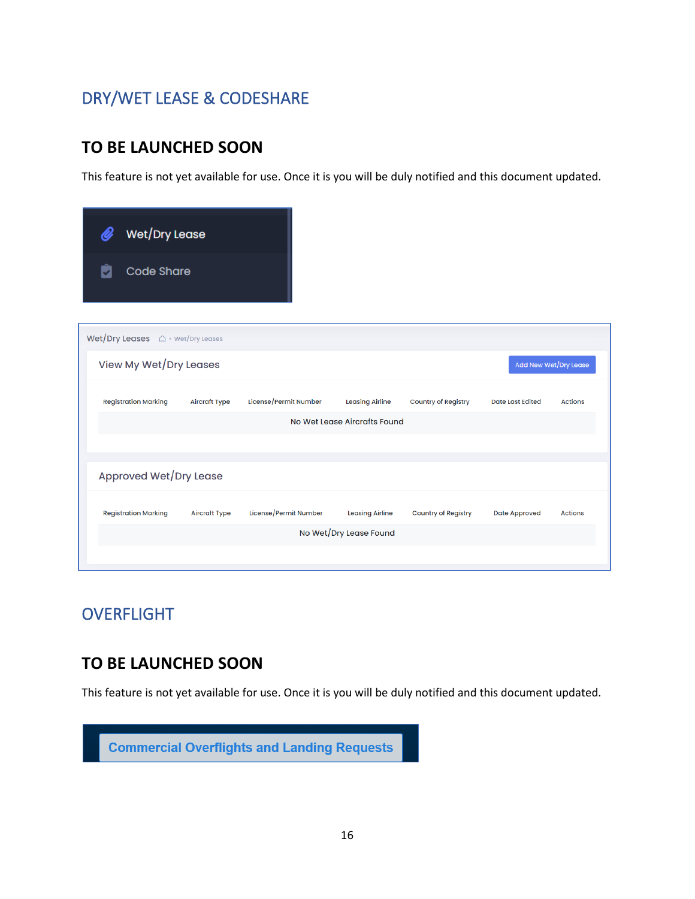# DRY/WET LEASE & CODESHARE

## TO BE LAUNCHED SOON

This feature is not yet available for use. Once it is you will be duly notified and this document updated.

Wet/Dry Lease

Code Share

Wet/Dry Leases   Wet/Dry Leases

View My Wet/Dry Leases   Add New Wet/Dry Lease

| Registration Marking | Aircraft Type | License/Permit Number | Leasing Airline | Country of Registry | Date Last Edited | Actions |
|---|---|---|---|---|---|---|
| No Wet Lease Aircrafts Found | | | | | | |

Approved Wet/Dry Lease

| Registration Marking | Aircraft Type | License/Permit Number | Leasing Airline | Country of Registry | Date Approved | Actions |
|---|---|---|---|---|---|---|
| No Wet/Dry Lease Found | | | | | | |

# OVERFLIGHT

## TO BE LAUNCHED SOON

This feature is not yet available for use. Once it is you will be duly notified and this document updated.

Commercial Overflights and Landing Requests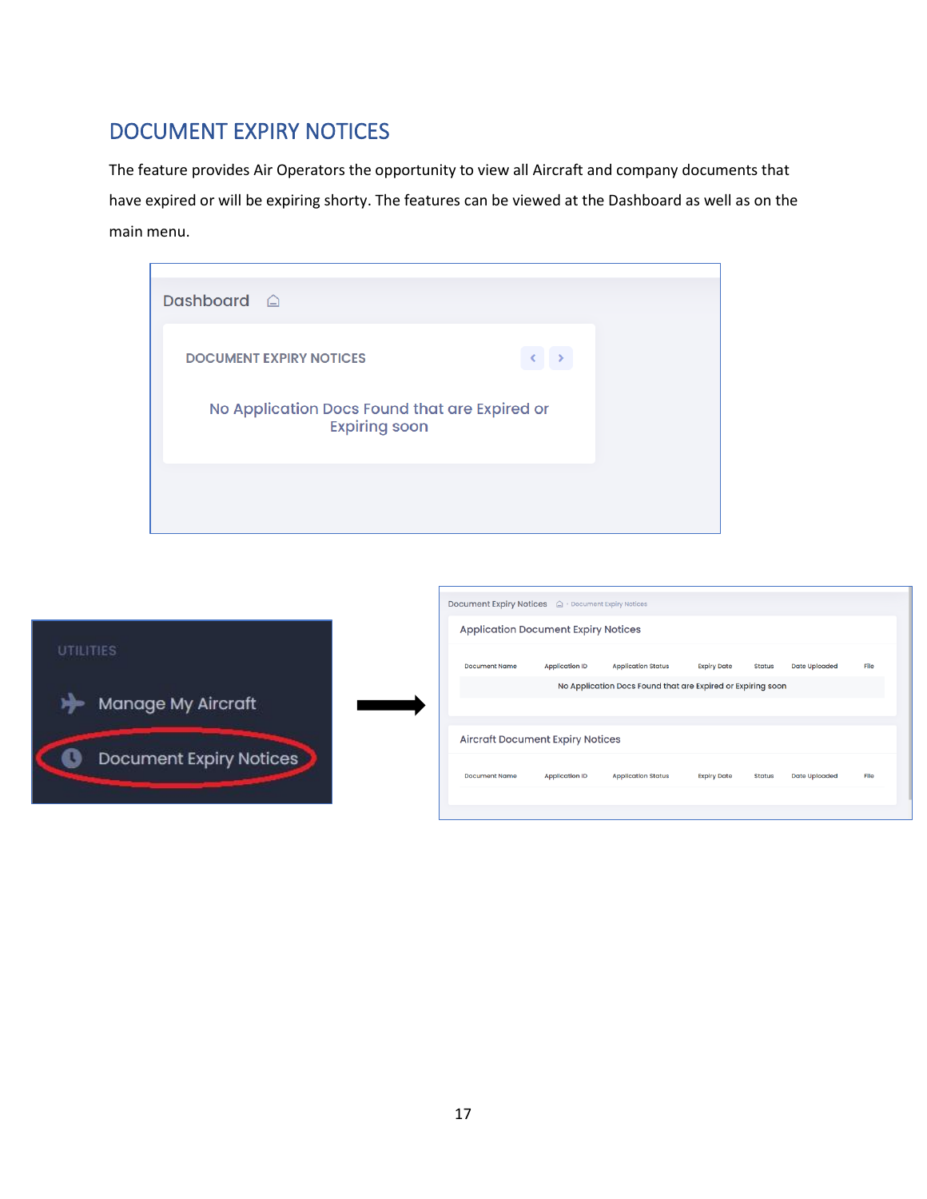## DOCUMENT EXPIRY NOTICES

The feature provides Air Operators the opportunity to view all Aircraft and company documents that have expired or will be expiring shorty. The features can be viewed at the Dashboard as well as on the main menu.